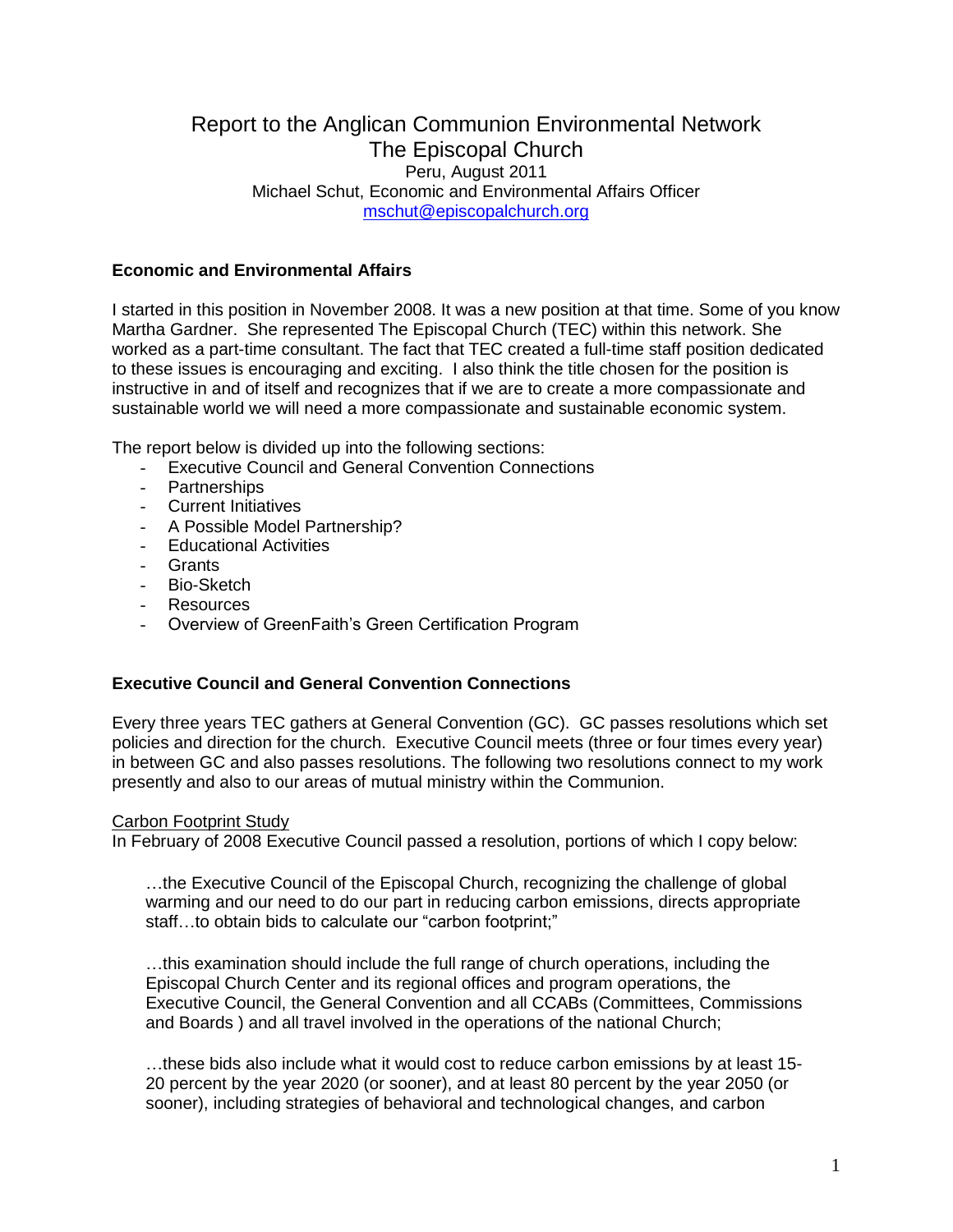# Report to the Anglican Communion Environmental Network
## The Episcopal Church

Peru, August 2011
Michael Schut, Economic and Environmental Affairs Officer
mschut@episcopalchurch.org

### Economic and Environmental Affairs

I started in this position in November 2008. It was a new position at that time. Some of you know Martha Gardner. She represented The Episcopal Church (TEC) within this network. She worked as a part-time consultant. The fact that TEC created a full-time staff position dedicated to these issues is encouraging and exciting. I also think the title chosen for the position is instructive in and of itself and recognizes that if we are to create a more compassionate and sustainable world we will need a more compassionate and sustainable economic system.

The report below is divided up into the following sections:

- Executive Council and General Convention Connections
- Partnerships
- Current Initiatives
- A Possible Model Partnership?
- Educational Activities
- Grants
- Bio-Sketch
- Resources
- Overview of GreenFaith's Green Certification Program

### Executive Council and General Convention Connections

Every three years TEC gathers at General Convention (GC). GC passes resolutions which set policies and direction for the church. Executive Council meets (three or four times every year) in between GC and also passes resolutions. The following two resolutions connect to my work presently and also to our areas of mutual ministry within the Communion.

<u>Carbon Footprint Study</u>
In February of 2008 Executive Council passed a resolution, portions of which I copy below:

> …the Executive Council of the Episcopal Church, recognizing the challenge of global warming and our need to do our part in reducing carbon emissions, directs appropriate staff…to obtain bids to calculate our "carbon footprint;"
>
> …this examination should include the full range of church operations, including the Episcopal Church Center and its regional offices and program operations, the Executive Council, the General Convention and all CCABs (Committees, Commissions and Boards ) and all travel involved in the operations of the national Church;
>
> …these bids also include what it would cost to reduce carbon emissions by at least 15-20 percent by the year 2020 (or sooner), and at least 80 percent by the year 2050 (or sooner), including strategies of behavioral and technological changes, and carbon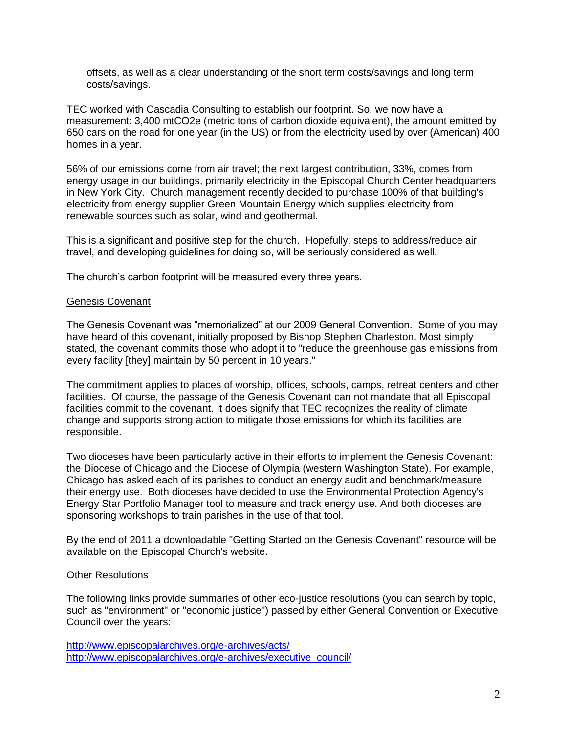offsets, as well as a clear understanding of the short term costs/savings and long term costs/savings.

TEC worked with Cascadia Consulting to establish our footprint. So, we now have a measurement: 3,400 mtCO2e (metric tons of carbon dioxide equivalent), the amount emitted by 650 cars on the road for one year (in the US) or from the electricity used by over (American) 400 homes in a year.

56% of our emissions come from air travel; the next largest contribution, 33%, comes from energy usage in our buildings, primarily electricity in the Episcopal Church Center headquarters in New York City. Church management recently decided to purchase 100% of that building's electricity from energy supplier Green Mountain Energy which supplies electricity from renewable sources such as solar, wind and geothermal.

This is a significant and positive step for the church. Hopefully, steps to address/reduce air travel, and developing guidelines for doing so, will be seriously considered as well.

The church's carbon footprint will be measured every three years.

## Genesis Covenant

The Genesis Covenant was "memorialized" at our 2009 General Convention. Some of you may have heard of this covenant, initially proposed by Bishop Stephen Charleston. Most simply stated, the covenant commits those who adopt it to "reduce the greenhouse gas emissions from every facility [they] maintain by 50 percent in 10 years."

The commitment applies to places of worship, offices, schools, camps, retreat centers and other facilities. Of course, the passage of the Genesis Covenant can not mandate that all Episcopal facilities commit to the covenant. It does signify that TEC recognizes the reality of climate change and supports strong action to mitigate those emissions for which its facilities are responsible.

Two dioceses have been particularly active in their efforts to implement the Genesis Covenant: the Diocese of Chicago and the Diocese of Olympia (western Washington State). For example, Chicago has asked each of its parishes to conduct an energy audit and benchmark/measure their energy use. Both dioceses have decided to use the Environmental Protection Agency's Energy Star Portfolio Manager tool to measure and track energy use. And both dioceses are sponsoring workshops to train parishes in the use of that tool.

By the end of 2011 a downloadable "Getting Started on the Genesis Covenant" resource will be available on the Episcopal Church's website.

## Other Resolutions

The following links provide summaries of other eco-justice resolutions (you can search by topic, such as "environment" or "economic justice") passed by either General Convention or Executive Council over the years:

http://www.episcopalarchives.org/e-archives/acts/
http://www.episcopalarchives.org/e-archives/executive_council/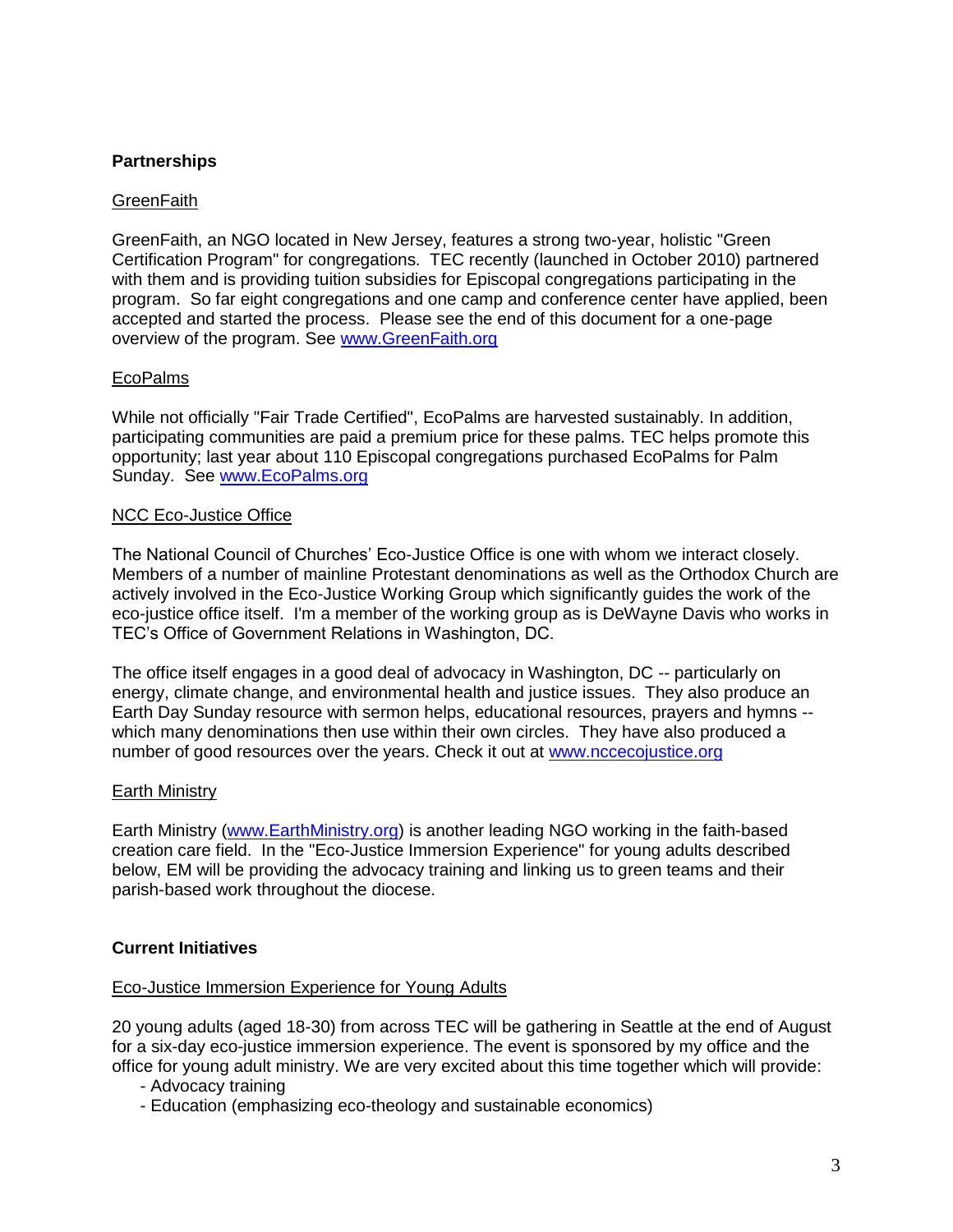## Partnerships

### GreenFaith

GreenFaith, an NGO located in New Jersey, features a strong two-year, holistic "Green Certification Program" for congregations. TEC recently (launched in October 2010) partnered with them and is providing tuition subsidies for Episcopal congregations participating in the program. So far eight congregations and one camp and conference center have applied, been accepted and started the process. Please see the end of this document for a one-page overview of the program. See www.GreenFaith.org

### EcoPalms

While not officially "Fair Trade Certified", EcoPalms are harvested sustainably. In addition, participating communities are paid a premium price for these palms. TEC helps promote this opportunity; last year about 110 Episcopal congregations purchased EcoPalms for Palm Sunday. See www.EcoPalms.org

### NCC Eco-Justice Office

The National Council of Churches' Eco-Justice Office is one with whom we interact closely. Members of a number of mainline Protestant denominations as well as the Orthodox Church are actively involved in the Eco-Justice Working Group which significantly guides the work of the eco-justice office itself. I'm a member of the working group as is DeWayne Davis who works in TEC's Office of Government Relations in Washington, DC.

The office itself engages in a good deal of advocacy in Washington, DC -- particularly on energy, climate change, and environmental health and justice issues. They also produce an Earth Day Sunday resource with sermon helps, educational resources, prayers and hymns -- which many denominations then use within their own circles. They have also produced a number of good resources over the years. Check it out at www.nccecojustice.org

### Earth Ministry

Earth Ministry (www.EarthMinistry.org) is another leading NGO working in the faith-based creation care field. In the "Eco-Justice Immersion Experience" for young adults described below, EM will be providing the advocacy training and linking us to green teams and their parish-based work throughout the diocese.

## Current Initiatives

### Eco-Justice Immersion Experience for Young Adults

20 young adults (aged 18-30) from across TEC will be gathering in Seattle at the end of August for a six-day eco-justice immersion experience. The event is sponsored by my office and the office for young adult ministry. We are very excited about this time together which will provide:

- Advocacy training
- Education (emphasizing eco-theology and sustainable economics)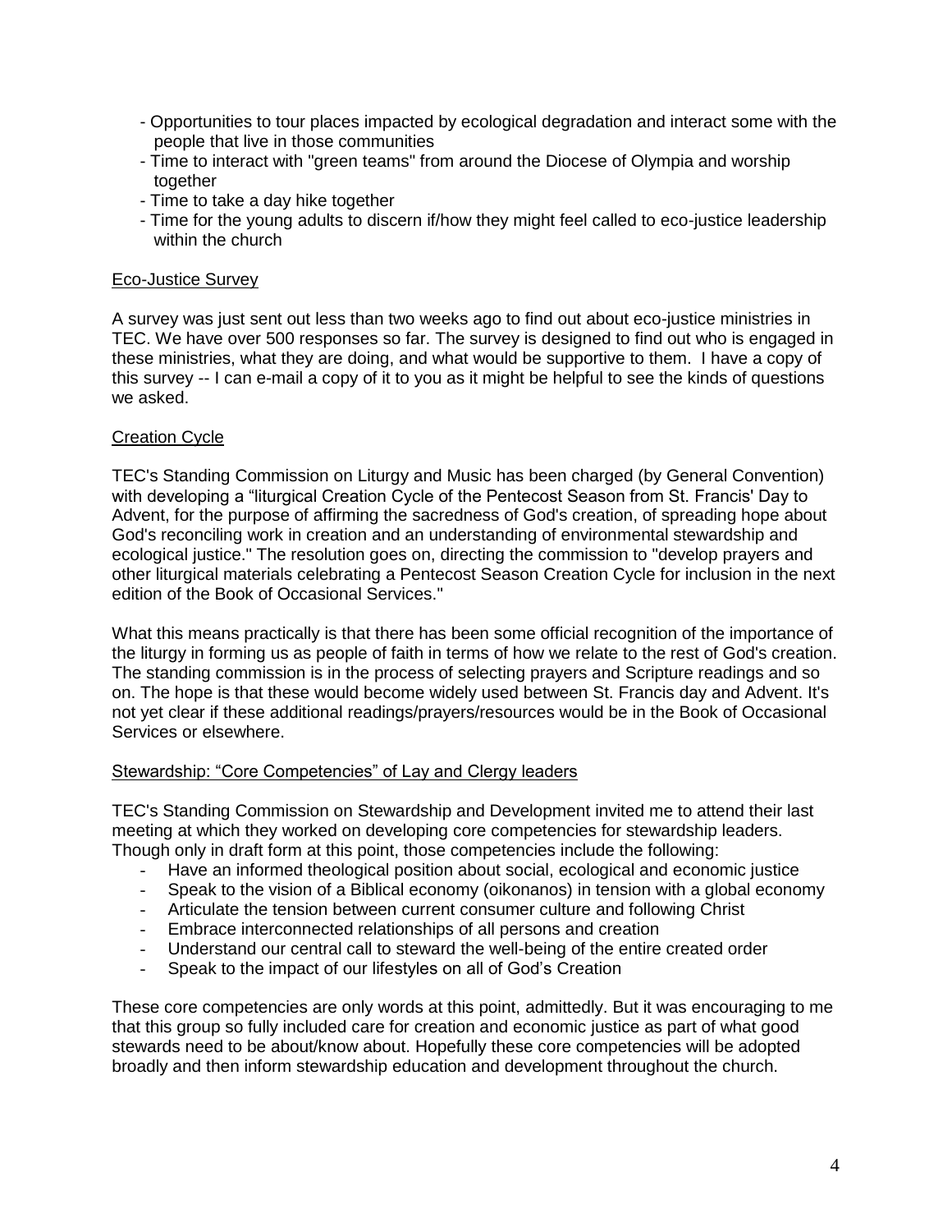- Opportunities to tour places impacted by ecological degradation and interact some with the people that live in those communities
- Time to interact with "green teams" from around the Diocese of Olympia and worship together
- Time to take a day hike together
- Time for the young adults to discern if/how they might feel called to eco-justice leadership within the church

## Eco-Justice Survey

A survey was just sent out less than two weeks ago to find out about eco-justice ministries in TEC. We have over 500 responses so far. The survey is designed to find out who is engaged in these ministries, what they are doing, and what would be supportive to them. I have a copy of this survey -- I can e-mail a copy of it to you as it might be helpful to see the kinds of questions we asked.

## Creation Cycle

TEC's Standing Commission on Liturgy and Music has been charged (by General Convention) with developing a "liturgical Creation Cycle of the Pentecost Season from St. Francis' Day to Advent, for the purpose of affirming the sacredness of God's creation, of spreading hope about God's reconciling work in creation and an understanding of environmental stewardship and ecological justice." The resolution goes on, directing the commission to "develop prayers and other liturgical materials celebrating a Pentecost Season Creation Cycle for inclusion in the next edition of the Book of Occasional Services."

What this means practically is that there has been some official recognition of the importance of the liturgy in forming us as people of faith in terms of how we relate to the rest of God's creation. The standing commission is in the process of selecting prayers and Scripture readings and so on. The hope is that these would become widely used between St. Francis day and Advent. It's not yet clear if these additional readings/prayers/resources would be in the Book of Occasional Services or elsewhere.

## Stewardship: "Core Competencies" of Lay and Clergy leaders

TEC's Standing Commission on Stewardship and Development invited me to attend their last meeting at which they worked on developing core competencies for stewardship leaders. Though only in draft form at this point, those competencies include the following:

- Have an informed theological position about social, ecological and economic justice
- Speak to the vision of a Biblical economy (oikonanos) in tension with a global economy
- Articulate the tension between current consumer culture and following Christ
- Embrace interconnected relationships of all persons and creation
- Understand our central call to steward the well-being of the entire created order
- Speak to the impact of our lifestyles on all of God's Creation

These core competencies are only words at this point, admittedly. But it was encouraging to me that this group so fully included care for creation and economic justice as part of what good stewards need to be about/know about. Hopefully these core competencies will be adopted broadly and then inform stewardship education and development throughout the church.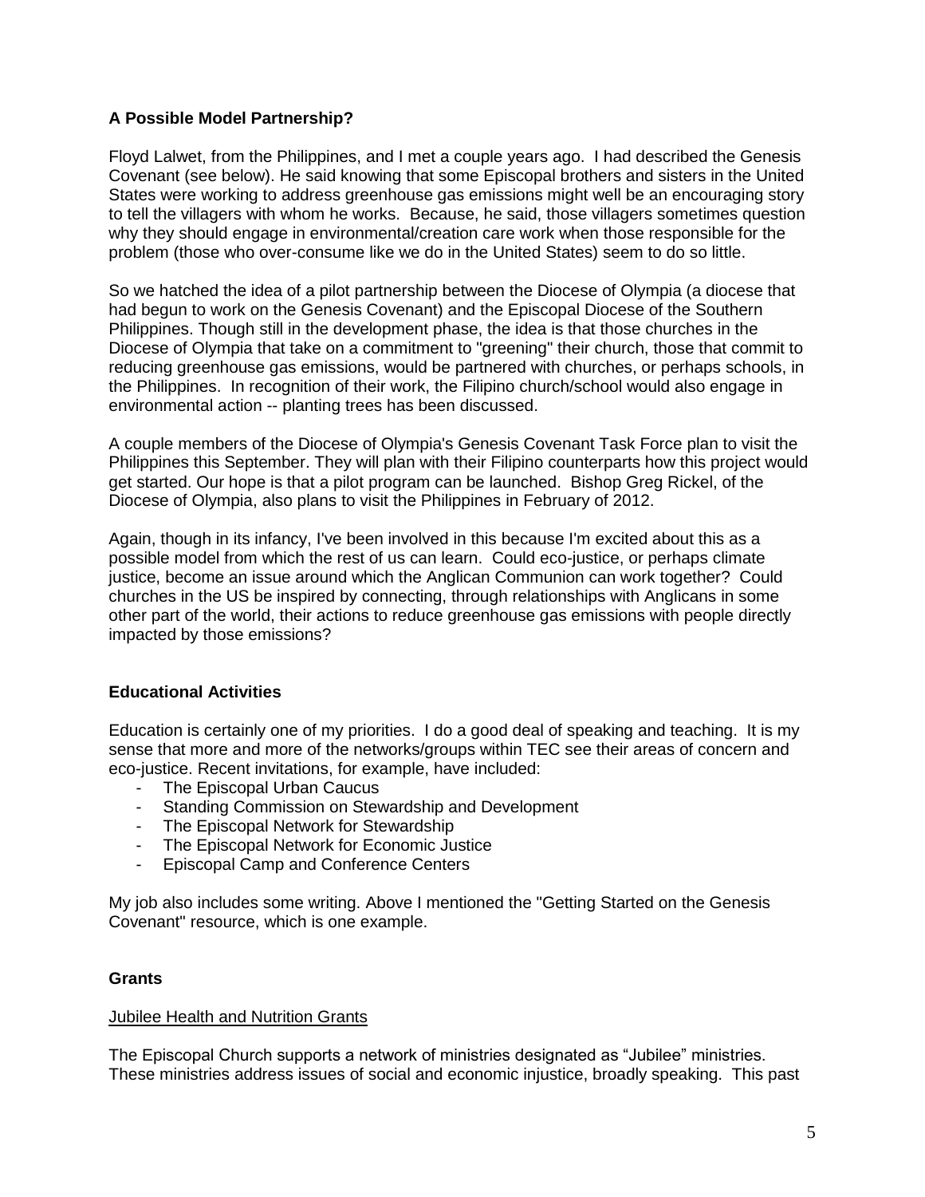**A Possible Model Partnership?**

Floyd Lalwet, from the Philippines, and I met a couple years ago. I had described the Genesis Covenant (see below). He said knowing that some Episcopal brothers and sisters in the United States were working to address greenhouse gas emissions might well be an encouraging story to tell the villagers with whom he works. Because, he said, those villagers sometimes question why they should engage in environmental/creation care work when those responsible for the problem (those who over-consume like we do in the United States) seem to do so little.

So we hatched the idea of a pilot partnership between the Diocese of Olympia (a diocese that had begun to work on the Genesis Covenant) and the Episcopal Diocese of the Southern Philippines. Though still in the development phase, the idea is that those churches in the Diocese of Olympia that take on a commitment to "greening" their church, those that commit to reducing greenhouse gas emissions, would be partnered with churches, or perhaps schools, in the Philippines. In recognition of their work, the Filipino church/school would also engage in environmental action -- planting trees has been discussed.

A couple members of the Diocese of Olympia's Genesis Covenant Task Force plan to visit the Philippines this September. They will plan with their Filipino counterparts how this project would get started. Our hope is that a pilot program can be launched. Bishop Greg Rickel, of the Diocese of Olympia, also plans to visit the Philippines in February of 2012.

Again, though in its infancy, I've been involved in this because I'm excited about this as a possible model from which the rest of us can learn. Could eco-justice, or perhaps climate justice, become an issue around which the Anglican Communion can work together? Could churches in the US be inspired by connecting, through relationships with Anglicans in some other part of the world, their actions to reduce greenhouse gas emissions with people directly impacted by those emissions?

**Educational Activities**

Education is certainly one of my priorities. I do a good deal of speaking and teaching. It is my sense that more and more of the networks/groups within TEC see their areas of concern and eco-justice. Recent invitations, for example, have included:

- The Episcopal Urban Caucus
- Standing Commission on Stewardship and Development
- The Episcopal Network for Stewardship
- The Episcopal Network for Economic Justice
- Episcopal Camp and Conference Centers

My job also includes some writing. Above I mentioned the "Getting Started on the Genesis Covenant" resource, which is one example.

**Grants**

Jubilee Health and Nutrition Grants

The Episcopal Church supports a network of ministries designated as "Jubilee" ministries. These ministries address issues of social and economic injustice, broadly speaking. This past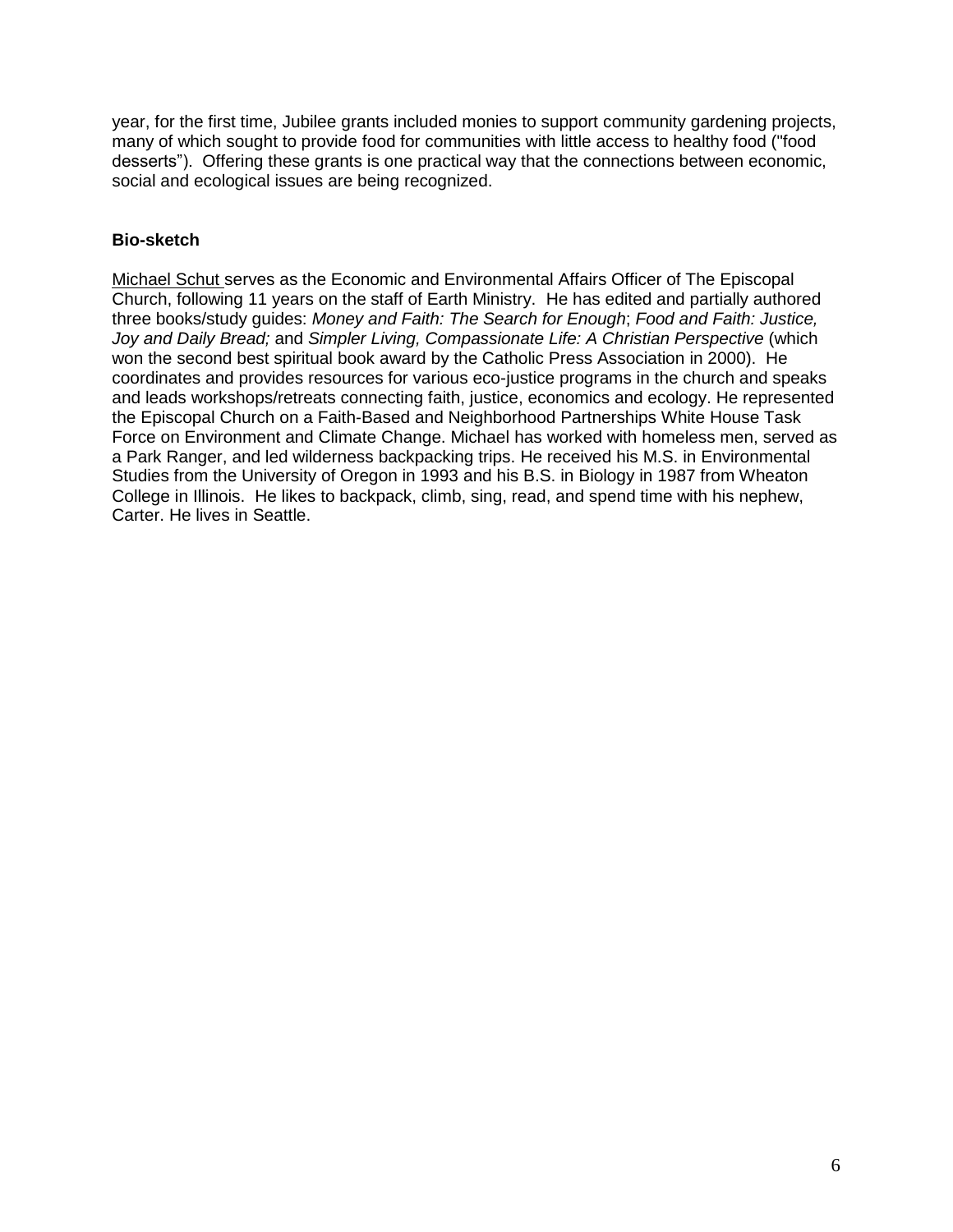year, for the first time, Jubilee grants included monies to support community gardening projects, many of which sought to provide food for communities with little access to healthy food ("food desserts"). Offering these grants is one practical way that the connections between economic, social and ecological issues are being recognized.

**Bio-sketch**

Michael Schut serves as the Economic and Environmental Affairs Officer of The Episcopal Church, following 11 years on the staff of Earth Ministry. He has edited and partially authored three books/study guides: *Money and Faith: The Search for Enough*; *Food and Faith: Justice, Joy and Daily Bread;* and *Simpler Living, Compassionate Life: A Christian Perspective* (which won the second best spiritual book award by the Catholic Press Association in 2000). He coordinates and provides resources for various eco-justice programs in the church and speaks and leads workshops/retreats connecting faith, justice, economics and ecology. He represented the Episcopal Church on a Faith-Based and Neighborhood Partnerships White House Task Force on Environment and Climate Change. Michael has worked with homeless men, served as a Park Ranger, and led wilderness backpacking trips. He received his M.S. in Environmental Studies from the University of Oregon in 1993 and his B.S. in Biology in 1987 from Wheaton College in Illinois. He likes to backpack, climb, sing, read, and spend time with his nephew, Carter. He lives in Seattle.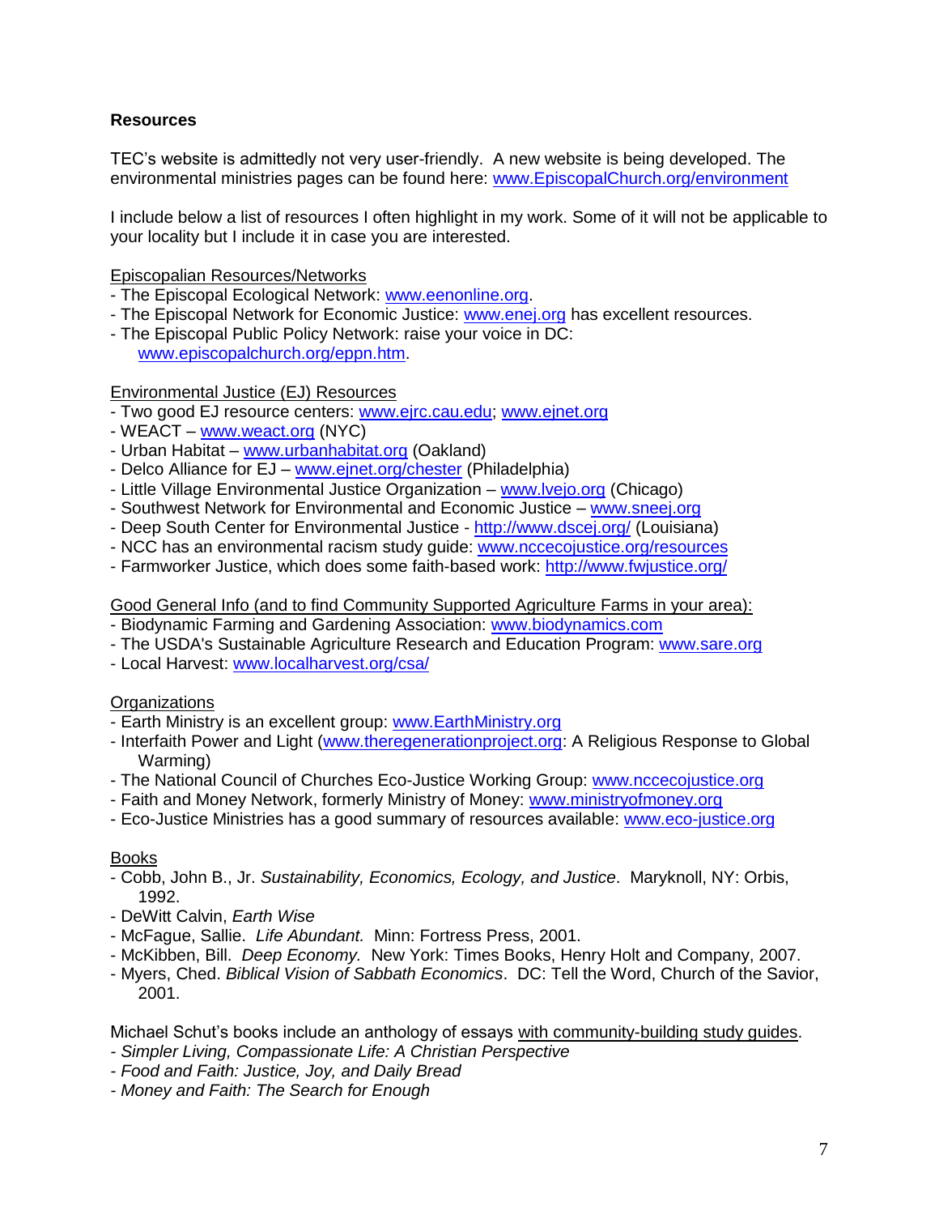**Resources**

TEC's website is admittedly not very user-friendly. A new website is being developed. The environmental ministries pages can be found here: www.EpiscopalChurch.org/environment

I include below a list of resources I often highlight in my work. Some of it will not be applicable to your locality but I include it in case you are interested.

Episcopalian Resources/Networks

- The Episcopal Ecological Network: www.eenonline.org.
- The Episcopal Network for Economic Justice: www.enej.org has excellent resources.
- The Episcopal Public Policy Network: raise your voice in DC: www.episcopalchurch.org/eppn.htm.

Environmental Justice (EJ) Resources

- Two good EJ resource centers: www.ejrc.cau.edu; www.ejnet.org
- WEACT – www.weact.org (NYC)
- Urban Habitat – www.urbanhabitat.org (Oakland)
- Delco Alliance for EJ – www.ejnet.org/chester (Philadelphia)
- Little Village Environmental Justice Organization – www.lvejo.org (Chicago)
- Southwest Network for Environmental and Economic Justice – www.sneej.org
- Deep South Center for Environmental Justice - http://www.dscej.org/ (Louisiana)
- NCC has an environmental racism study guide: www.nccecojustice.org/resources
- Farmworker Justice, which does some faith-based work: http://www.fwjustice.org/

Good General Info (and to find Community Supported Agriculture Farms in your area):

- Biodynamic Farming and Gardening Association: www.biodynamics.com
- The USDA's Sustainable Agriculture Research and Education Program: www.sare.org
- Local Harvest: www.localharvest.org/csa/

Organizations

- Earth Ministry is an excellent group: www.EarthMinistry.org
- Interfaith Power and Light (www.theregenerationproject.org: A Religious Response to Global Warming)
- The National Council of Churches Eco-Justice Working Group: www.nccecojustice.org
- Faith and Money Network, formerly Ministry of Money: www.ministryofmoney.org
- Eco-Justice Ministries has a good summary of resources available: www.eco-justice.org

Books

- Cobb, John B., Jr. *Sustainability, Economics, Ecology, and Justice*. Maryknoll, NY: Orbis, 1992.
- DeWitt Calvin, *Earth Wise*
- McFague, Sallie. *Life Abundant.* Minn: Fortress Press, 2001.
- McKibben, Bill. *Deep Economy.* New York: Times Books, Henry Holt and Company, 2007.
- Myers, Ched. *Biblical Vision of Sabbath Economics*. DC: Tell the Word, Church of the Savior, 2001.

Michael Schut's books include an anthology of essays with community-building study guides.

- *Simpler Living, Compassionate Life: A Christian Perspective*
- *Food and Faith: Justice, Joy, and Daily Bread*
- *Money and Faith: The Search for Enough*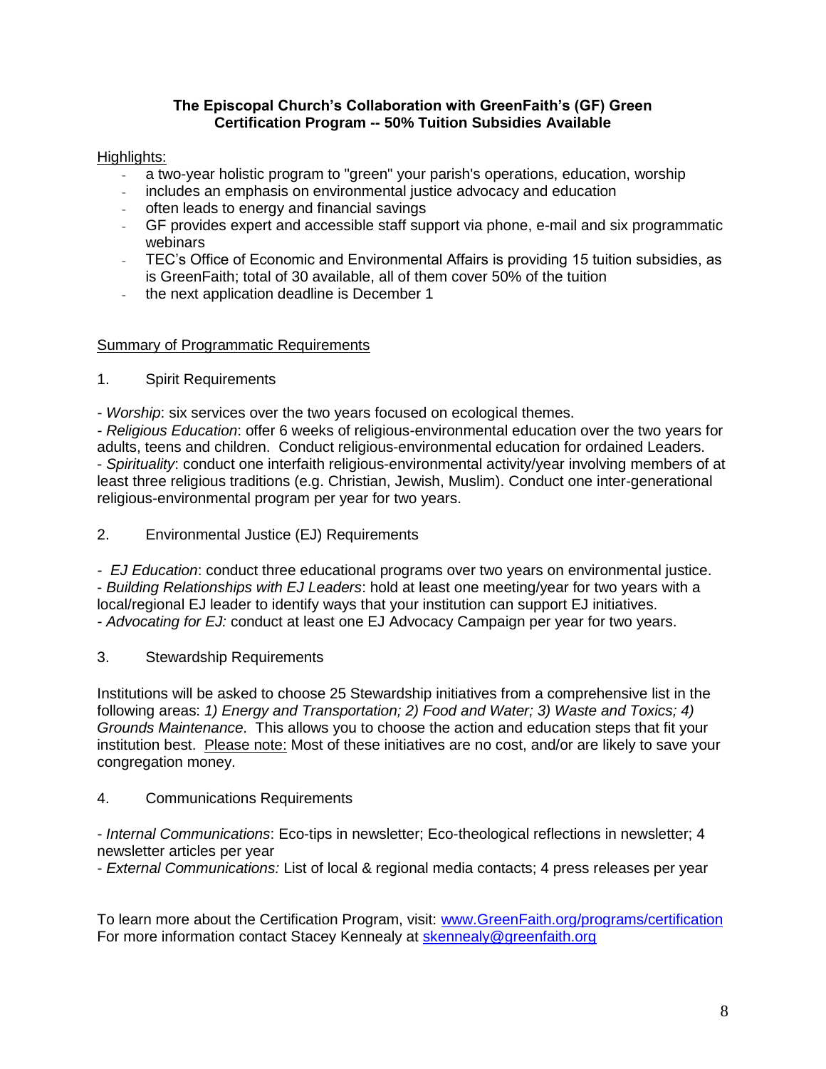**The Episcopal Church's Collaboration with GreenFaith's (GF) Green Certification Program -- 50% Tuition Subsidies Available**

Highlights:

- a two-year holistic program to "green" your parish's operations, education, worship
- includes an emphasis on environmental justice advocacy and education
- often leads to energy and financial savings
- GF provides expert and accessible staff support via phone, e-mail and six programmatic webinars
- TEC's Office of Economic and Environmental Affairs is providing 15 tuition subsidies, as is GreenFaith; total of 30 available, all of them cover 50% of the tuition
- the next application deadline is December 1

Summary of Programmatic Requirements

1. Spirit Requirements

- *Worship*: six services over the two years focused on ecological themes.
- *Religious Education*: offer 6 weeks of religious-environmental education over the two years for adults, teens and children. Conduct religious-environmental education for ordained Leaders.
- *Spirituality*: conduct one interfaith religious-environmental activity/year involving members of at least three religious traditions (e.g. Christian, Jewish, Muslim). Conduct one inter-generational religious-environmental program per year for two years.

2. Environmental Justice (EJ) Requirements

- *EJ Education*: conduct three educational programs over two years on environmental justice.
- *Building Relationships with EJ Leaders*: hold at least one meeting/year for two years with a local/regional EJ leader to identify ways that your institution can support EJ initiatives.
- *Advocating for EJ:* conduct at least one EJ Advocacy Campaign per year for two years.

3. Stewardship Requirements

Institutions will be asked to choose 25 Stewardship initiatives from a comprehensive list in the following areas: *1) Energy and Transportation; 2) Food and Water; 3) Waste and Toxics; 4) Grounds Maintenance*. This allows you to choose the action and education steps that fit your institution best. Please note: Most of these initiatives are no cost, and/or are likely to save your congregation money.

4. Communications Requirements

- *Internal Communications*: Eco-tips in newsletter; Eco-theological reflections in newsletter; 4 newsletter articles per year
- *External Communications:* List of local & regional media contacts; 4 press releases per year

To learn more about the Certification Program, visit: www.GreenFaith.org/programs/certification
For more information contact Stacey Kennealy at skennealy@greenfaith.org